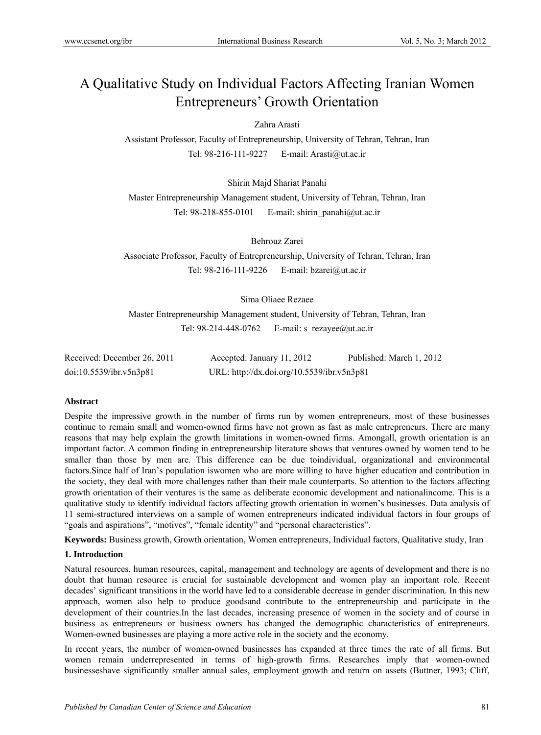# A Qualitative Study on Individual Factors Affecting Iranian Women Entrepreneurs' Growth Orientation

Zahra Arasti

Assistant Professor, Faculty of Entrepreneurship, University of Tehran, Tehran, Iran

Tel: 98-216-111-9227 E-mail: Arasti@ut.ac.ir

Shirin Majd Shariat Panahi

Master Entrepreneurship Management student, University of Tehran, Tehran, Iran

Tel: 98-218-855-0101 E-mail: shirin_panahi@ut.ac.ir

Behrouz Zarei

Associate Professor, Faculty of Entrepreneurship, University of Tehran, Tehran, Iran

Tel: 98-216-111-9226 E-mail: bzarei@ut.ac.ir

Sima Oliaee Rezaee

Master Entrepreneurship Management student, University of Tehran, Tehran, Iran

Tel: 98-214-448-0762 E-mail: s_rezayee@ut.ac.ir

Received: December 26, 2011 Accepted: January 11, 2012 Published: March 1, 2012

doi:10.5539/ibr.v5n3p81 URL: http://dx.doi.org/10.5539/ibr.v5n3p81

**Abstract**

Despite the impressive growth in the number of firms run by women entrepreneurs, most of these businesses continue to remain small and women-owned firms have not grown as fast as male entrepreneurs. There are many reasons that may help explain the growth limitations in women-owned firms. Amongall, growth orientation is an important factor. A common finding in entrepreneurship literature shows that ventures owned by women tend to be smaller than those by men are. This difference can be due toindividual, organizational and environmental factors.Since half of Iran's population iswomen who are more willing to have higher education and contribution in the society, they deal with more challenges rather than their male counterparts. So attention to the factors affecting growth orientation of their ventures is the same as deliberate economic development and nationalincome. This is a qualitative study to identify individual factors affecting growth orientation in women's businesses. Data analysis of 11 semi-structured interviews on a sample of women entrepreneurs indicated individual factors in four groups of "goals and aspirations", "motives", "female identity" and "personal characteristics".

**Keywords:** Business growth, Growth orientation, Women entrepreneurs, Individual factors, Qualitative study, Iran

## 1. Introduction

Natural resources, human resources, capital, management and technology are agents of development and there is no doubt that human resource is crucial for sustainable development and women play an important role. Recent decades' significant transitions in the world have led to a considerable decrease in gender discrimination. In this new approach, women also help to produce goodsand contribute to the entrepreneurship and participate in the development of their countries.In the last decades, increasing presence of women in the society and of course in business as entrepreneurs or business owners has changed the demographic characteristics of entrepreneurs. Women-owned businesses are playing a more active role in the society and the economy.

In recent years, the number of women-owned businesses has expanded at three times the rate of all firms. But women remain underrepresented in terms of high-growth firms. Researches imply that women-owned businesseshave significantly smaller annual sales, employment growth and return on assets (Buttner, 1993; Cliff,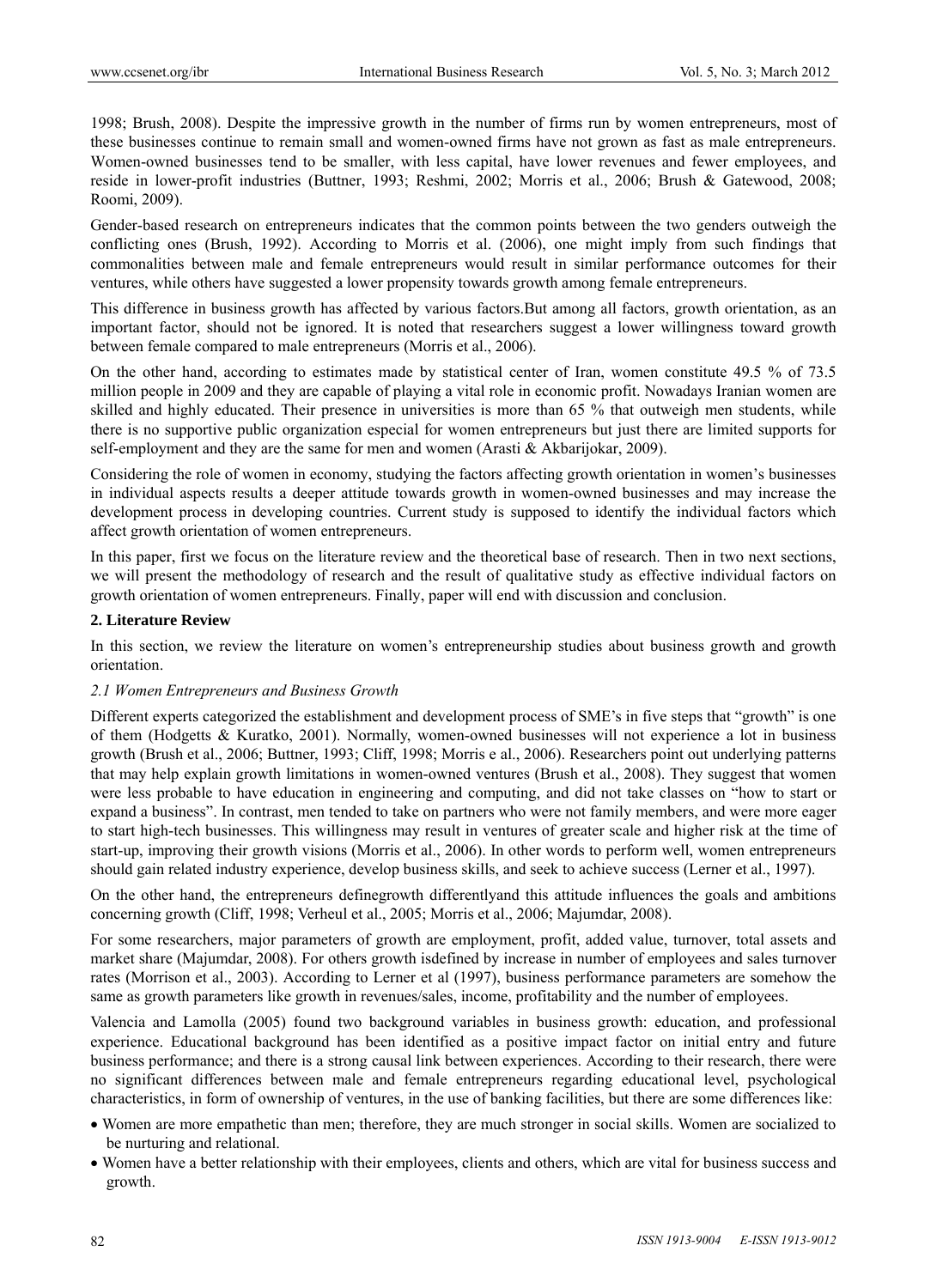1998; Brush, 2008). Despite the impressive growth in the number of firms run by women entrepreneurs, most of these businesses continue to remain small and women-owned firms have not grown as fast as male entrepreneurs. Women-owned businesses tend to be smaller, with less capital, have lower revenues and fewer employees, and reside in lower-profit industries (Buttner, 1993; Reshmi, 2002; Morris et al., 2006; Brush & Gatewood, 2008; Roomi, 2009).

Gender-based research on entrepreneurs indicates that the common points between the two genders outweigh the conflicting ones (Brush, 1992). According to Morris et al. (2006), one might imply from such findings that commonalities between male and female entrepreneurs would result in similar performance outcomes for their ventures, while others have suggested a lower propensity towards growth among female entrepreneurs.

This difference in business growth has affected by various factors.But among all factors, growth orientation, as an important factor, should not be ignored. It is noted that researchers suggest a lower willingness toward growth between female compared to male entrepreneurs (Morris et al., 2006).

On the other hand, according to estimates made by statistical center of Iran, women constitute 49.5 % of 73.5 million people in 2009 and they are capable of playing a vital role in economic profit. Nowadays Iranian women are skilled and highly educated. Their presence in universities is more than 65 % that outweigh men students, while there is no supportive public organization especial for women entrepreneurs but just there are limited supports for self-employment and they are the same for men and women (Arasti & Akbarijokar, 2009).

Considering the role of women in economy, studying the factors affecting growth orientation in women's businesses in individual aspects results a deeper attitude towards growth in women-owned businesses and may increase the development process in developing countries. Current study is supposed to identify the individual factors which affect growth orientation of women entrepreneurs.

In this paper, first we focus on the literature review and the theoretical base of research. Then in two next sections, we will present the methodology of research and the result of qualitative study as effective individual factors on growth orientation of women entrepreneurs. Finally, paper will end with discussion and conclusion.

## 2. Literature Review

In this section, we review the literature on women's entrepreneurship studies about business growth and growth orientation.

### *2.1 Women Entrepreneurs and Business Growth*

Different experts categorized the establishment and development process of SME's in five steps that "growth" is one of them (Hodgetts & Kuratko, 2001). Normally, women-owned businesses will not experience a lot in business growth (Brush et al., 2006; Buttner, 1993; Cliff, 1998; Morris e al., 2006). Researchers point out underlying patterns that may help explain growth limitations in women-owned ventures (Brush et al., 2008). They suggest that women were less probable to have education in engineering and computing, and did not take classes on "how to start or expand a business". In contrast, men tended to take on partners who were not family members, and were more eager to start high-tech businesses. This willingness may result in ventures of greater scale and higher risk at the time of start-up, improving their growth visions (Morris et al., 2006). In other words to perform well, women entrepreneurs should gain related industry experience, develop business skills, and seek to achieve success (Lerner et al., 1997).

On the other hand, the entrepreneurs definegrowth differentlyand this attitude influences the goals and ambitions concerning growth (Cliff, 1998; Verheul et al., 2005; Morris et al., 2006; Majumdar, 2008).

For some researchers, major parameters of growth are employment, profit, added value, turnover, total assets and market share (Majumdar, 2008). For others growth isdefined by increase in number of employees and sales turnover rates (Morrison et al., 2003). According to Lerner et al (1997), business performance parameters are somehow the same as growth parameters like growth in revenues/sales, income, profitability and the number of employees.

Valencia and Lamolla (2005) found two background variables in business growth: education, and professional experience. Educational background has been identified as a positive impact factor on initial entry and future business performance; and there is a strong causal link between experiences. According to their research, there were no significant differences between male and female entrepreneurs regarding educational level, psychological characteristics, in form of ownership of ventures, in the use of banking facilities, but there are some differences like:

- Women are more empathetic than men; therefore, they are much stronger in social skills. Women are socialized to be nurturing and relational.
- Women have a better relationship with their employees, clients and others, which are vital for business success and growth.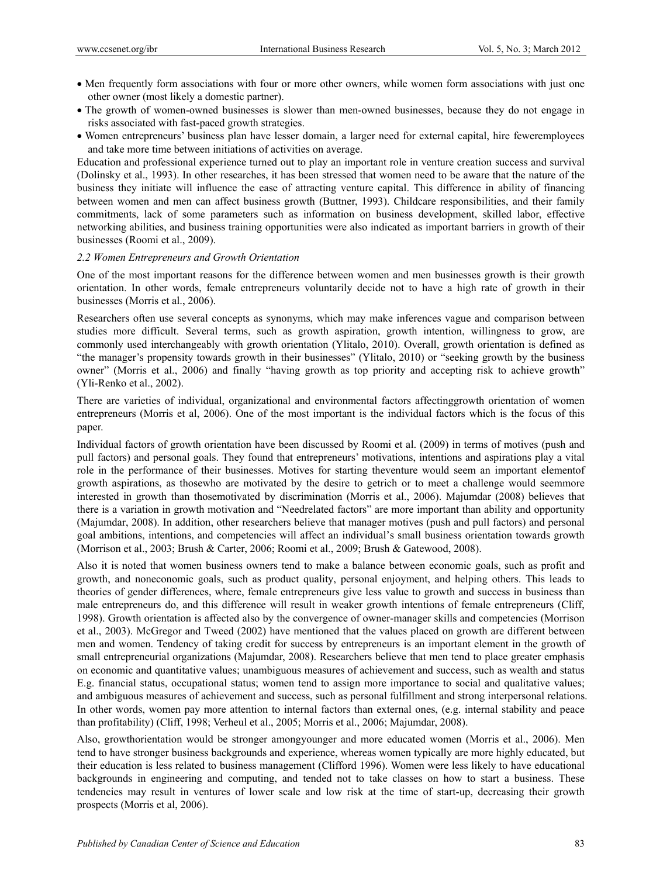- Men frequently form associations with four or more other owners, while women form associations with just one other owner (most likely a domestic partner).
- The growth of women-owned businesses is slower than men-owned businesses, because they do not engage in risks associated with fast-paced growth strategies.
- Women entrepreneurs' business plan have lesser domain, a larger need for external capital, hire feweremployees and take more time between initiations of activities on average.

Education and professional experience turned out to play an important role in venture creation success and survival (Dolinsky et al., 1993). In other researches, it has been stressed that women need to be aware that the nature of the business they initiate will influence the ease of attracting venture capital. This difference in ability of financing between women and men can affect business growth (Buttner, 1993). Childcare responsibilities, and their family commitments, lack of some parameters such as information on business development, skilled labor, effective networking abilities, and business training opportunities were also indicated as important barriers in growth of their businesses (Roomi et al., 2009).

### *2.2 Women Entrepreneurs and Growth Orientation*

One of the most important reasons for the difference between women and men businesses growth is their growth orientation. In other words, female entrepreneurs voluntarily decide not to have a high rate of growth in their businesses (Morris et al., 2006).

Researchers often use several concepts as synonyms, which may make inferences vague and comparison between studies more difficult. Several terms, such as growth aspiration, growth intention, willingness to grow, are commonly used interchangeably with growth orientation (Ylitalo, 2010). Overall, growth orientation is defined as "the manager's propensity towards growth in their businesses" (Ylitalo, 2010) or "seeking growth by the business owner" (Morris et al., 2006) and finally "having growth as top priority and accepting risk to achieve growth" (Yli-Renko et al., 2002).

There are varieties of individual, organizational and environmental factors affectinggrowth orientation of women entrepreneurs (Morris et al, 2006). One of the most important is the individual factors which is the focus of this paper.

Individual factors of growth orientation have been discussed by Roomi et al. (2009) in terms of motives (push and pull factors) and personal goals. They found that entrepreneurs' motivations, intentions and aspirations play a vital role in the performance of their businesses. Motives for starting theventure would seem an important elementof growth aspirations, as thosewho are motivated by the desire to getrich or to meet a challenge would seemmore interested in growth than thosemotivated by discrimination (Morris et al., 2006). Majumdar (2008) believes that there is a variation in growth motivation and "Needrelated factors" are more important than ability and opportunity (Majumdar, 2008). In addition, other researchers believe that manager motives (push and pull factors) and personal goal ambitions, intentions, and competencies will affect an individual's small business orientation towards growth (Morrison et al., 2003; Brush & Carter, 2006; Roomi et al., 2009; Brush & Gatewood, 2008).

Also it is noted that women business owners tend to make a balance between economic goals, such as profit and growth, and noneconomic goals, such as product quality, personal enjoyment, and helping others. This leads to theories of gender differences, where, female entrepreneurs give less value to growth and success in business than male entrepreneurs do, and this difference will result in weaker growth intentions of female entrepreneurs (Cliff, 1998). Growth orientation is affected also by the convergence of owner-manager skills and competencies (Morrison et al., 2003). McGregor and Tweed (2002) have mentioned that the values placed on growth are different between men and women. Tendency of taking credit for success by entrepreneurs is an important element in the growth of small entrepreneurial organizations (Majumdar, 2008). Researchers believe that men tend to place greater emphasis on economic and quantitative values; unambiguous measures of achievement and success, such as wealth and status E.g. financial status, occupational status; women tend to assign more importance to social and qualitative values; and ambiguous measures of achievement and success, such as personal fulfillment and strong interpersonal relations. In other words, women pay more attention to internal factors than external ones, (e.g. internal stability and peace than profitability) (Cliff, 1998; Verheul et al., 2005; Morris et al., 2006; Majumdar, 2008).

Also, growthorientation would be stronger amongyounger and more educated women (Morris et al., 2006). Men tend to have stronger business backgrounds and experience, whereas women typically are more highly educated, but their education is less related to business management (Clifford 1996). Women were less likely to have educational backgrounds in engineering and computing, and tended not to take classes on how to start a business. These tendencies may result in ventures of lower scale and low risk at the time of start-up, decreasing their growth prospects (Morris et al, 2006).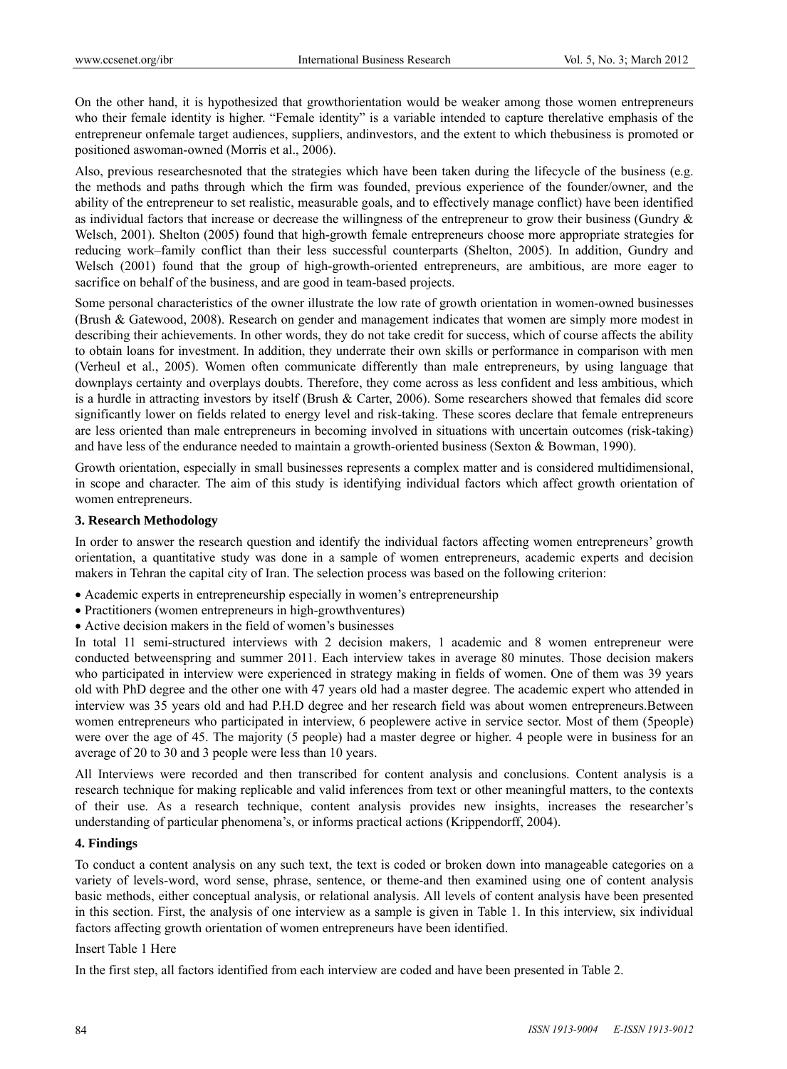On the other hand, it is hypothesized that growthorientation would be weaker among those women entrepreneurs who their female identity is higher. "Female identity" is a variable intended to capture therelative emphasis of the entrepreneur onfemale target audiences, suppliers, andinvestors, and the extent to which thebusiness is promoted or positioned aswoman-owned (Morris et al., 2006).

Also, previous researchesnoted that the strategies which have been taken during the lifecycle of the business (e.g. the methods and paths through which the firm was founded, previous experience of the founder/owner, and the ability of the entrepreneur to set realistic, measurable goals, and to effectively manage conflict) have been identified as individual factors that increase or decrease the willingness of the entrepreneur to grow their business (Gundry & Welsch, 2001). Shelton (2005) found that high-growth female entrepreneurs choose more appropriate strategies for reducing work–family conflict than their less successful counterparts (Shelton, 2005). In addition, Gundry and Welsch (2001) found that the group of high-growth-oriented entrepreneurs, are ambitious, are more eager to sacrifice on behalf of the business, and are good in team-based projects.

Some personal characteristics of the owner illustrate the low rate of growth orientation in women-owned businesses (Brush & Gatewood, 2008). Research on gender and management indicates that women are simply more modest in describing their achievements. In other words, they do not take credit for success, which of course affects the ability to obtain loans for investment. In addition, they underrate their own skills or performance in comparison with men (Verheul et al., 2005). Women often communicate differently than male entrepreneurs, by using language that downplays certainty and overplays doubts. Therefore, they come across as less confident and less ambitious, which is a hurdle in attracting investors by itself (Brush & Carter, 2006). Some researchers showed that females did score significantly lower on fields related to energy level and risk-taking. These scores declare that female entrepreneurs are less oriented than male entrepreneurs in becoming involved in situations with uncertain outcomes (risk-taking) and have less of the endurance needed to maintain a growth-oriented business (Sexton & Bowman, 1990).

Growth orientation, especially in small businesses represents a complex matter and is considered multidimensional, in scope and character. The aim of this study is identifying individual factors which affect growth orientation of women entrepreneurs.

## 3. Research Methodology

In order to answer the research question and identify the individual factors affecting women entrepreneurs' growth orientation, a quantitative study was done in a sample of women entrepreneurs, academic experts and decision makers in Tehran the capital city of Iran. The selection process was based on the following criterion:

- Academic experts in entrepreneurship especially in women's entrepreneurship
- Practitioners (women entrepreneurs in high-growthventures)
- Active decision makers in the field of women's businesses

In total 11 semi-structured interviews with 2 decision makers, 1 academic and 8 women entrepreneur were conducted betweenspring and summer 2011. Each interview takes in average 80 minutes. Those decision makers who participated in interview were experienced in strategy making in fields of women. One of them was 39 years old with PhD degree and the other one with 47 years old had a master degree. The academic expert who attended in interview was 35 years old and had P.H.D degree and her research field was about women entrepreneurs.Between women entrepreneurs who participated in interview, 6 peoplewere active in service sector. Most of them (5people) were over the age of 45. The majority (5 people) had a master degree or higher. 4 people were in business for an average of 20 to 30 and 3 people were less than 10 years.

All Interviews were recorded and then transcribed for content analysis and conclusions. Content analysis is a research technique for making replicable and valid inferences from text or other meaningful matters, to the contexts of their use. As a research technique, content analysis provides new insights, increases the researcher's understanding of particular phenomena's, or informs practical actions (Krippendorff, 2004).

## 4. Findings

To conduct a content analysis on any such text, the text is coded or broken down into manageable categories on a variety of levels-word, word sense, phrase, sentence, or theme-and then examined using one of content analysis basic methods, either conceptual analysis, or relational analysis. All levels of content analysis have been presented in this section. First, the analysis of one interview as a sample is given in Table 1. In this interview, six individual factors affecting growth orientation of women entrepreneurs have been identified.

Insert Table 1 Here

In the first step, all factors identified from each interview are coded and have been presented in Table 2.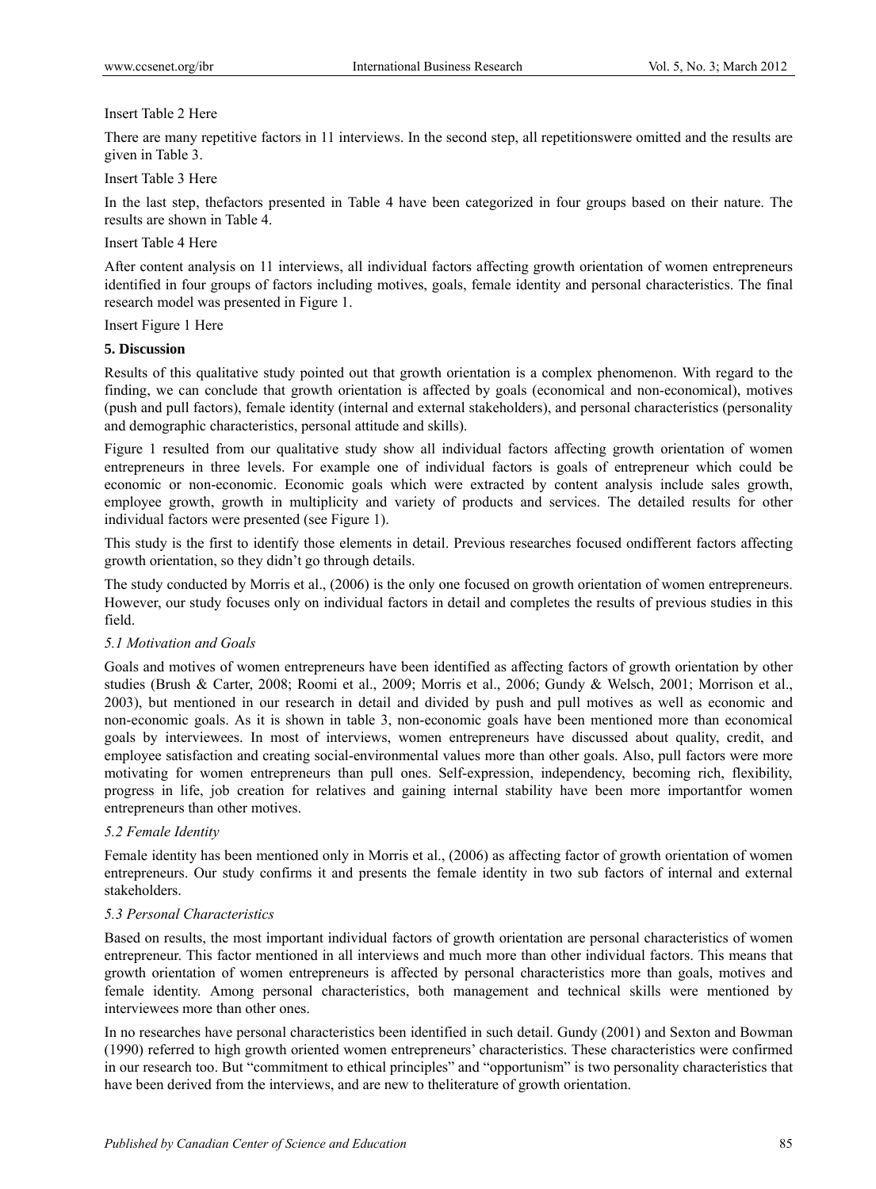Insert Table 2 Here

There are many repetitive factors in 11 interviews. In the second step, all repetitionswere omitted and the results are given in Table 3.

Insert Table 3 Here

In the last step, thefactors presented in Table 4 have been categorized in four groups based on their nature. The results are shown in Table 4.

Insert Table 4 Here

After content analysis on 11 interviews, all individual factors affecting growth orientation of women entrepreneurs identified in four groups of factors including motives, goals, female identity and personal characteristics. The final research model was presented in Figure 1.

Insert Figure 1 Here

## 5. Discussion

Results of this qualitative study pointed out that growth orientation is a complex phenomenon. With regard to the finding, we can conclude that growth orientation is affected by goals (economical and non-economical), motives (push and pull factors), female identity (internal and external stakeholders), and personal characteristics (personality and demographic characteristics, personal attitude and skills).

Figure 1 resulted from our qualitative study show all individual factors affecting growth orientation of women entrepreneurs in three levels. For example one of individual factors is goals of entrepreneur which could be economic or non-economic. Economic goals which were extracted by content analysis include sales growth, employee growth, growth in multiplicity and variety of products and services. The detailed results for other individual factors were presented (see Figure 1).

This study is the first to identify those elements in detail. Previous researches focused ondifferent factors affecting growth orientation, so they didn't go through details.

The study conducted by Morris et al., (2006) is the only one focused on growth orientation of women entrepreneurs. However, our study focuses only on individual factors in detail and completes the results of previous studies in this field.

### *5.1 Motivation and Goals*

Goals and motives of women entrepreneurs have been identified as affecting factors of growth orientation by other studies (Brush & Carter, 2008; Roomi et al., 2009; Morris et al., 2006; Gundy & Welsch, 2001; Morrison et al., 2003), but mentioned in our research in detail and divided by push and pull motives as well as economic and non-economic goals. As it is shown in table 3, non-economic goals have been mentioned more than economical goals by interviewees. In most of interviews, women entrepreneurs have discussed about quality, credit, and employee satisfaction and creating social-environmental values more than other goals. Also, pull factors were more motivating for women entrepreneurs than pull ones. Self-expression, independency, becoming rich, flexibility, progress in life, job creation for relatives and gaining internal stability have been more importantfor women entrepreneurs than other motives.

### *5.2 Female Identity*

Female identity has been mentioned only in Morris et al., (2006) as affecting factor of growth orientation of women entrepreneurs. Our study confirms it and presents the female identity in two sub factors of internal and external stakeholders.

### *5.3 Personal Characteristics*

Based on results, the most important individual factors of growth orientation are personal characteristics of women entrepreneur. This factor mentioned in all interviews and much more than other individual factors. This means that growth orientation of women entrepreneurs is affected by personal characteristics more than goals, motives and female identity. Among personal characteristics, both management and technical skills were mentioned by interviewees more than other ones.

In no researches have personal characteristics been identified in such detail. Gundy (2001) and Sexton and Bowman (1990) referred to high growth oriented women entrepreneurs' characteristics. These characteristics were confirmed in our research too. But "commitment to ethical principles" and "opportunism" is two personality characteristics that have been derived from the interviews, and are new to theliterature of growth orientation.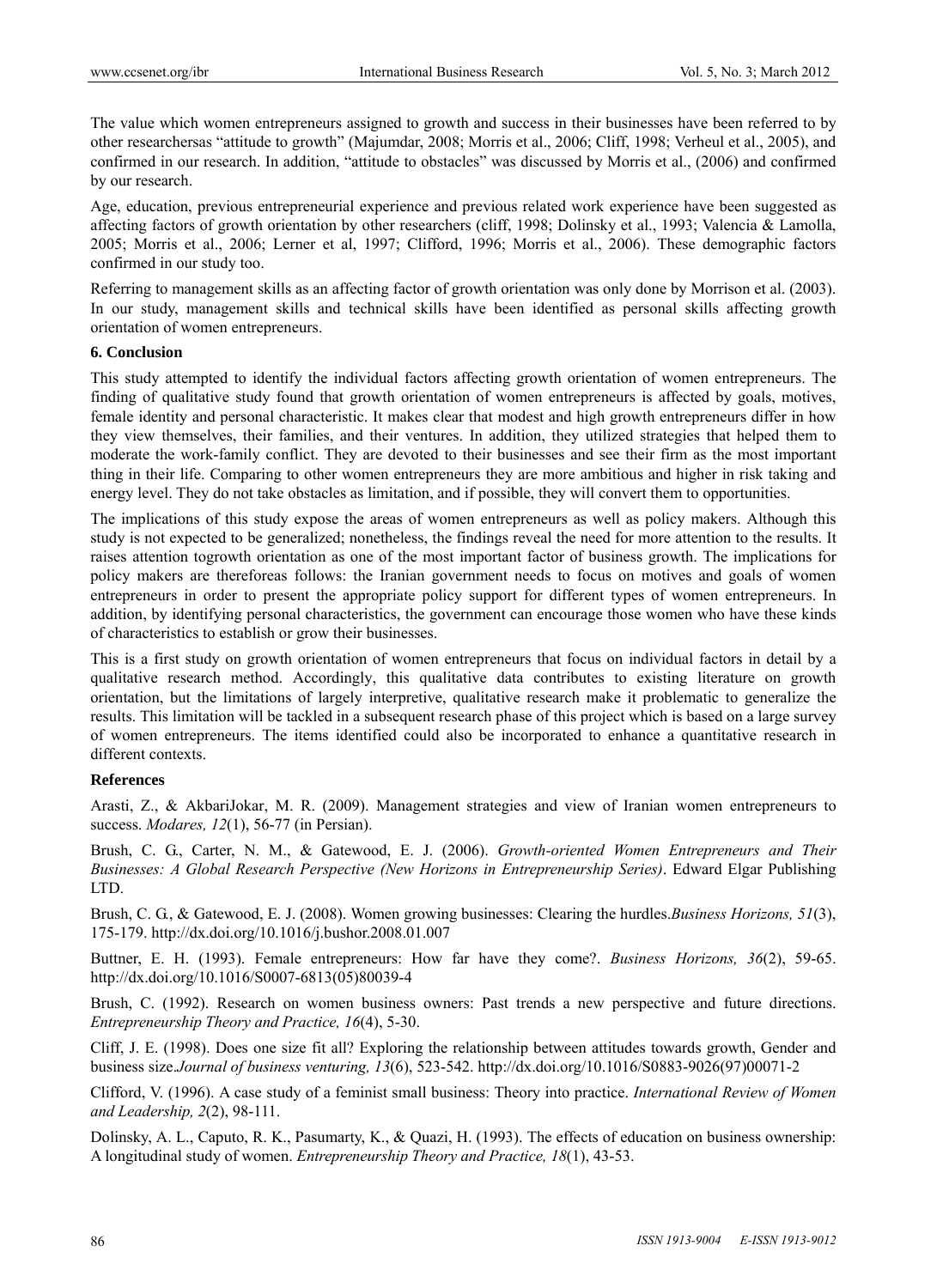The value which women entrepreneurs assigned to growth and success in their businesses have been referred to by other researchersas "attitude to growth" (Majumdar, 2008; Morris et al., 2006; Cliff, 1998; Verheul et al., 2005), and confirmed in our research. In addition, "attitude to obstacles" was discussed by Morris et al., (2006) and confirmed by our research.

Age, education, previous entrepreneurial experience and previous related work experience have been suggested as affecting factors of growth orientation by other researchers (cliff, 1998; Dolinsky et al., 1993; Valencia & Lamolla, 2005; Morris et al., 2006; Lerner et al, 1997; Clifford, 1996; Morris et al., 2006). These demographic factors confirmed in our study too.

Referring to management skills as an affecting factor of growth orientation was only done by Morrison et al. (2003). In our study, management skills and technical skills have been identified as personal skills affecting growth orientation of women entrepreneurs.

## 6. Conclusion

This study attempted to identify the individual factors affecting growth orientation of women entrepreneurs. The finding of qualitative study found that growth orientation of women entrepreneurs is affected by goals, motives, female identity and personal characteristic. It makes clear that modest and high growth entrepreneurs differ in how they view themselves, their families, and their ventures. In addition, they utilized strategies that helped them to moderate the work-family conflict. They are devoted to their businesses and see their firm as the most important thing in their life. Comparing to other women entrepreneurs they are more ambitious and higher in risk taking and energy level. They do not take obstacles as limitation, and if possible, they will convert them to opportunities.

The implications of this study expose the areas of women entrepreneurs as well as policy makers. Although this study is not expected to be generalized; nonetheless, the findings reveal the need for more attention to the results. It raises attention togrowth orientation as one of the most important factor of business growth. The implications for policy makers are thereforeas follows: the Iranian government needs to focus on motives and goals of women entrepreneurs in order to present the appropriate policy support for different types of women entrepreneurs. In addition, by identifying personal characteristics, the government can encourage those women who have these kinds of characteristics to establish or grow their businesses.

This is a first study on growth orientation of women entrepreneurs that focus on individual factors in detail by a qualitative research method. Accordingly, this qualitative data contributes to existing literature on growth orientation, but the limitations of largely interpretive, qualitative research make it problematic to generalize the results. This limitation will be tackled in a subsequent research phase of this project which is based on a large survey of women entrepreneurs. The items identified could also be incorporated to enhance a quantitative research in different contexts.

## References

Arasti, Z., & AkbariJokar, M. R. (2009). Management strategies and view of Iranian women entrepreneurs to success. *Modares, 12*(1), 56-77 (in Persian).

Brush, C. G., Carter, N. M., & Gatewood, E. J. (2006). *Growth-oriented Women Entrepreneurs and Their Businesses: A Global Research Perspective (New Horizons in Entrepreneurship Series)*. Edward Elgar Publishing LTD.

Brush, C. G., & Gatewood, E. J. (2008). Women growing businesses: Clearing the hurdles.*Business Horizons, 51*(3), 175-179. http://dx.doi.org/10.1016/j.bushor.2008.01.007

Buttner, E. H. (1993). Female entrepreneurs: How far have they come?. *Business Horizons, 36*(2), 59-65. http://dx.doi.org/10.1016/S0007-6813(05)80039-4

Brush, C. (1992). Research on women business owners: Past trends a new perspective and future directions. *Entrepreneurship Theory and Practice, 16*(4), 5-30.

Cliff, J. E. (1998). Does one size fit all? Exploring the relationship between attitudes towards growth, Gender and business size.*Journal of business venturing, 13*(6), 523-542. http://dx.doi.org/10.1016/S0883-9026(97)00071-2

Clifford, V. (1996). A case study of a feminist small business: Theory into practice. *International Review of Women and Leadership, 2*(2), 98-111.

Dolinsky, A. L., Caputo, R. K., Pasumarty, K., & Quazi, H. (1993). The effects of education on business ownership: A longitudinal study of women. *Entrepreneurship Theory and Practice, 18*(1), 43-53.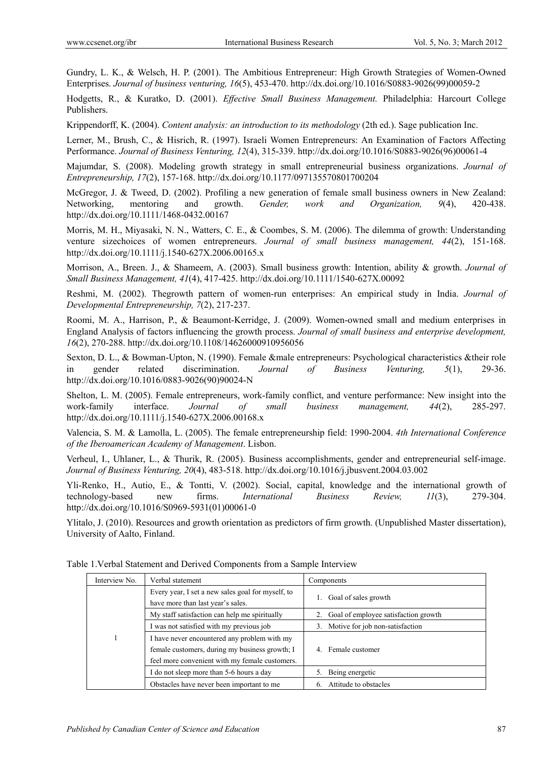Gundry, L. K., & Welsch, H. P. (2001). The Ambitious Entrepreneur: High Growth Strategies of Women-Owned Enterprises. *Journal of business venturing, 16*(5), 453-470. http://dx.doi.org/10.1016/S0883-9026(99)00059-2

Hodgetts, R., & Kuratko, D. (2001). *Effective Small Business Management.* Philadelphia: Harcourt College Publishers.

Krippendorff, K. (2004). *Content analysis: an introduction to its methodology* (2th ed.). Sage publication Inc.

Lerner, M., Brush, C., & Hisrich, R. (1997). Israeli Women Entrepreneurs: An Examination of Factors Affecting Performance. *Journal of Business Venturing, 12*(4), 315-339. http://dx.doi.org/10.1016/S0883-9026(96)00061-4

Majumdar, S. (2008). Modeling growth strategy in small entrepreneurial business organizations. *Journal of Entrepreneurship, 17*(2), 157-168. http://dx.doi.org/10.1177/097135570801700204

McGregor, J. & Tweed, D. (2002). Profiling a new generation of female small business owners in New Zealand: Networking, mentoring and growth. *Gender, work and Organization, 9*(4), 420-438. http://dx.doi.org/10.1111/1468-0432.00167

Morris, M. H., Miyasaki, N. N., Watters, C. E., & Coombes, S. M. (2006). The dilemma of growth: Understanding venture sizechoices of women entrepreneurs. *Journal of small business management, 44*(2), 151-168. http://dx.doi.org/10.1111/j.1540-627X.2006.00165.x

Morrison, A., Breen. J., & Shameem, A. (2003). Small business growth: Intention, ability & growth. *Journal of Small Business Management, 41*(4), 417-425. http://dx.doi.org/10.1111/1540-627X.00092

Reshmi, M. (2002). Thegrowth pattern of women-run enterprises: An empirical study in India. *Journal of Developmental Entrepreneurship, 7*(2), 217-237.

Roomi, M. A., Harrison, P., & Beaumont-Kerridge, J. (2009). Women-owned small and medium enterprises in England Analysis of factors influencing the growth process. *Journal of small business and enterprise development, 16*(2), 270-288. http://dx.doi.org/10.1108/14626000910956056

Sexton, D. L., & Bowman-Upton, N. (1990). Female &male entrepreneurs: Psychological characteristics &their role in gender related discrimination. *Journal of Business Venturing, 5*(1), 29-36. http://dx.doi.org/10.1016/0883-9026(90)90024-N

Shelton, L. M. (2005). Female entrepreneurs, work-family conflict, and venture performance: New insight into the work-family interface. *Journal of small business management, 44*(2), 285-297. http://dx.doi.org/10.1111/j.1540-627X.2006.00168.x

Valencia, S. M. & Lamolla, L. (2005). The female entrepreneurship field: 1990-2004. *4th International Conference of the Iberoamerican Academy of Management*. Lisbon.

Verheul, I., Uhlaner, L., & Thurik, R. (2005). Business accomplishments, gender and entrepreneurial self-image. *Journal of Business Venturing, 20*(4), 483-518. http://dx.doi.org/10.1016/j.jbusvent.2004.03.002

Yli-Renko, H., Autio, E., & Tontti, V. (2002). Social, capital, knowledge and the international growth of technology-based new firms. *International Business Review, 11*(3), 279-304. http://dx.doi.org/10.1016/S0969-5931(01)00061-0

Ylitalo, J. (2010). Resources and growth orientation as predictors of firm growth. (Unpublished Master dissertation), University of Aalto, Finland.

Table 1.Verbal Statement and Derived Components from a Sample Interview

| Interview No. | Verbal statement | Components |
|---|---|---|
| 1 | Every year, I set a new sales goal for myself, to have more than last year's sales. | 1. Goal of sales growth |
| | My staff satisfaction can help me spiritually | 2. Goal of employee satisfaction growth |
| | I was not satisfied with my previous job | 3. Motive for job non-satisfaction |
| | I have never encountered any problem with my female customers, during my business growth; I feel more convenient with my female customers. | 4. Female customer |
| | I do not sleep more than 5-6 hours a day | 5. Being energetic |
| | Obstacles have never been important to me | 6. Attitude to obstacles |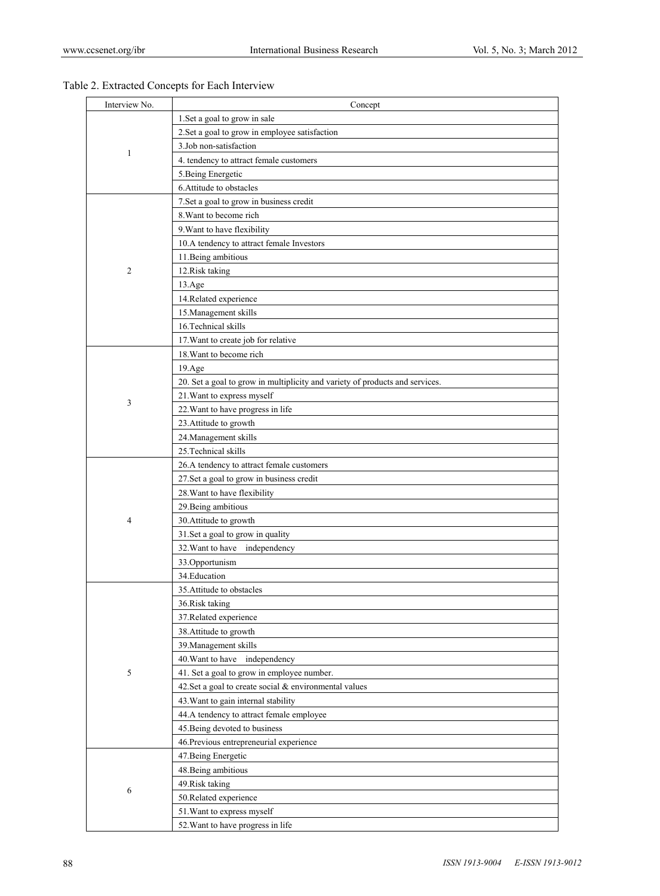Table 2. Extracted Concepts for Each Interview

| Interview No. | Concept |
|---|---|
| 1 | 1.Set a goal to grow in sale |
| | 2.Set a goal to grow in employee satisfaction |
| | 3.Job non-satisfaction |
| | 4. tendency to attract female customers |
| | 5.Being Energetic |
| | 6.Attitude to obstacles |
| 2 | 7.Set a goal to grow in business credit |
| | 8.Want to become rich |
| | 9.Want to have flexibility |
| | 10.A tendency to attract female Investors |
| | 11.Being ambitious |
| | 12.Risk taking |
| | 13.Age |
| | 14.Related experience |
| | 15.Management skills |
| | 16.Technical skills |
| | 17.Want to create job for relative |
| 3 | 18.Want to become rich |
| | 19.Age |
| | 20. Set a goal to grow in multiplicity and variety of products and services. |
| | 21.Want to express myself |
| | 22.Want to have progress in life |
| | 23.Attitude to growth |
| | 24.Management skills |
| | 25.Technical skills |
| 4 | 26.A tendency to attract female customers |
| | 27.Set a goal to grow in business credit |
| | 28.Want to have flexibility |
| | 29.Being ambitious |
| | 30.Attitude to growth |
| | 31.Set a goal to grow in quality |
| | 32.Want to have independency |
| | 33.Opportunism |
| | 34.Education |
| 5 | 35.Attitude to obstacles |
| | 36.Risk taking |
| | 37.Related experience |
| | 38.Attitude to growth |
| | 39.Management skills |
| | 40.Want to have independency |
| | 41. Set a goal to grow in employee number. |
| | 42.Set a goal to create social & environmental values |
| | 43.Want to gain internal stability |
| | 44.A tendency to attract female employee |
| | 45.Being devoted to business |
| | 46.Previous entrepreneurial experience |
| 6 | 47.Being Energetic |
| | 48.Being ambitious |
| | 49.Risk taking |
| | 50.Related experience |
| | 51.Want to express myself |
| | 52.Want to have progress in life |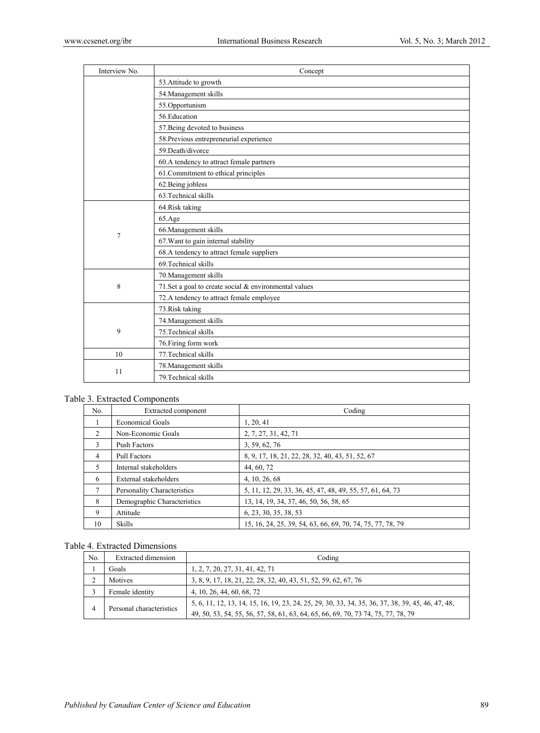| Interview No. | Concept |
| --- | --- |
| | 53.Attitude to growth |
| | 54.Management skills |
| | 55.Opportunism |
| | 56.Education |
| | 57.Being devoted to business |
| | 58.Previous entrepreneurial experience |
| | 59.Death/divorce |
| | 60.A tendency to attract female partners |
| | 61.Commitment to ethical principles |
| | 62.Being jobless |
| | 63.Technical skills |
| 7 | 64.Risk taking |
| | 65.Age |
| | 66.Management skills |
| | 67.Want to gain internal stability |
| | 68.A tendency to attract female suppliers |
| | 69.Technical skills |
| 8 | 70.Management skills |
| | 71.Set a goal to create social & environmental values |
| | 72.A tendency to attract female employee |
| 9 | 73.Risk taking |
| | 74.Management skills |
| | 75.Technical skills |
| | 76.Firing form work |
| 10 | 77.Technical skills |
| 11 | 78.Management skills |
| | 79.Technical skills |

Table 3. Extracted Components

| No. | Extracted component | Coding |
| --- | --- | --- |
| 1 | Economical Goals | 1, 20, 41 |
| 2 | Non-Economic Goals | 2, 7, 27, 31, 42, 71 |
| 3 | Push Factors | 3, 59, 62, 76 |
| 4 | Pull Factors | 8, 9, 17, 18, 21, 22, 28, 32, 40, 43, 51, 52, 67 |
| 5 | Internal stakeholders | 44, 60, 72 |
| 6 | External stakeholders | 4, 10, 26, 68 |
| 7 | Personality Characteristics | 5, 11, 12, 29, 33, 36, 45, 47, 48, 49, 55, 57, 61, 64, 73 |
| 8 | Demographic Characteristics | 13, 14, 19, 34, 37, 46, 50, 56, 58, 65 |
| 9 | Attitude | 6, 23, 30, 35, 38, 53 |
| 10 | Skills | 15, 16, 24, 25, 39, 54, 63, 66, 69, 70, 74, 75, 77, 78, 79 |

Table 4. Extracted Dimensions

| No. | Extracted dimension | Coding |
| --- | --- | --- |
| 1 | Goals | 1, 2, 7, 20, 27, 31, 41, 42, 71 |
| 2 | Motives | 3, 8, 9, 17, 18, 21, 22, 28, 32, 40, 43, 51, 52, 59, 62, 67, 76 |
| 3 | Female identity | 4, 10, 26, 44, 60, 68, 72 |
| 4 | Personal characteristics | 5, 6, 11, 12, 13, 14, 15, 16, 19, 23, 24, 25, 29, 30, 33, 34, 35, 36, 37, 38, 39, 45, 46, 47, 48, 49, 50, 53, 54, 55, 56, 57, 58, 61, 63, 64, 65, 66, 69, 70, 73 74, 75, 77, 78, 79 |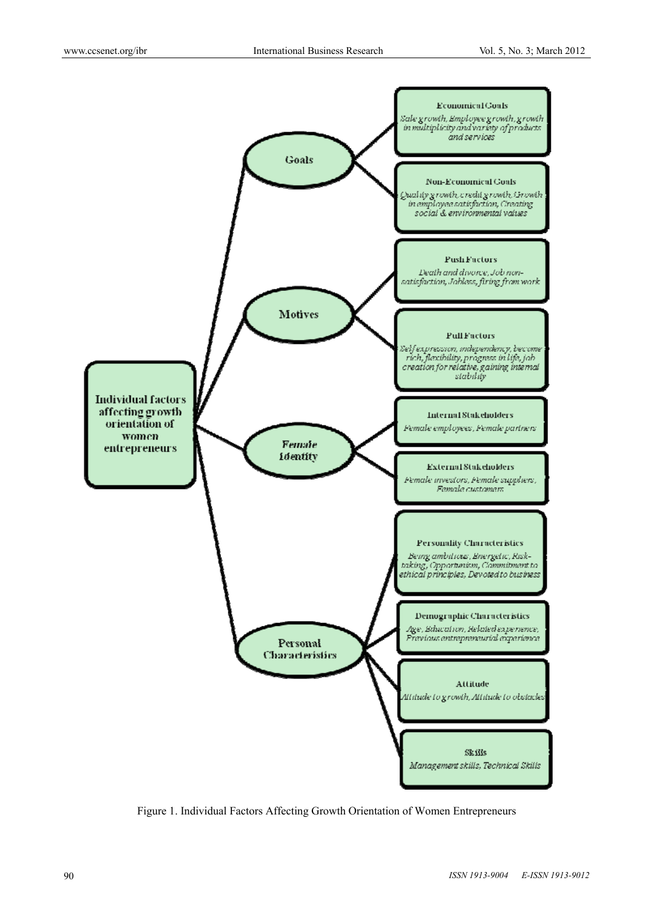Individual factors affecting growth orientation of women entrepreneurs

Goals

Economical Goals

Sale growth, Employee growth, growth in multiplicity and variety of products and services

Non-Economical Goals

Quality growth, credit growth, Growth in employee satisfaction, Creating social & environmental values

Motives

Push Factors

Death and divorce, Job non-satisfaction, Jobless, firing from work

Pull Factors

Self expression, independency, become rich, flexibility, progress in life, job creation for relative, gaining internal stability

Female Identity

Internal Stakeholders

Female employees, Female partners

External Stakeholders

Female investors, Female suppliers, Female customers

Personal Characteristics

Personality Characteristics

Being ambitious, Energetic, Risk-taking, Opportunism, Commitment to ethical principles, Devoted to business

Demographic Characteristics

Age, Education, Related experience, Previous entrepreneurial experience

Attitude

Attitude to growth, Attitude to obstacles

Skills

Management skills, Technical Skills

Figure 1. Individual Factors Affecting Growth Orientation of Women Entrepreneurs